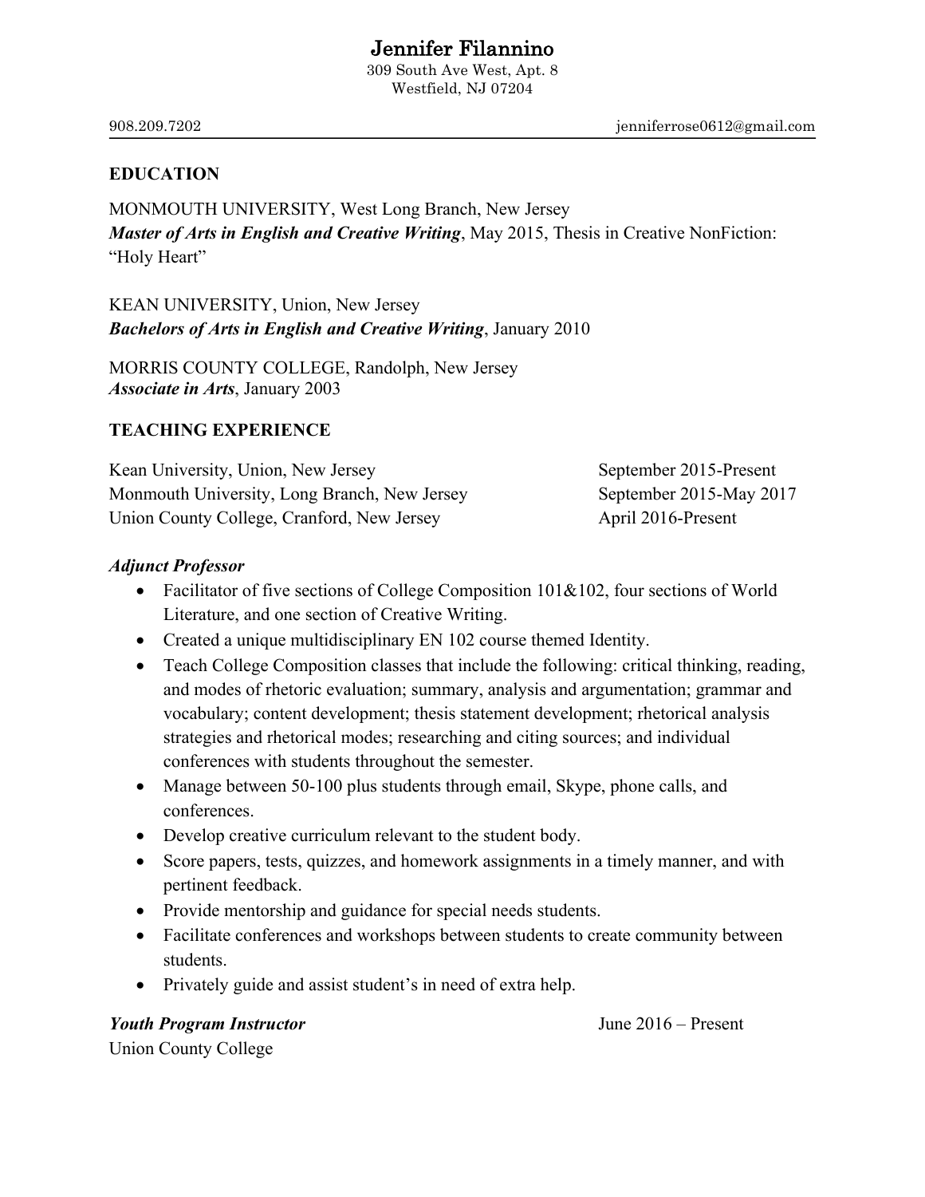# Jennifer Filannino

309 South Ave West, Apt. 8
Westfield, NJ 07204

908.209.7202 jenniferrose0612@gmail.com

## EDUCATION

MONMOUTH UNIVERSITY, West Long Branch, New Jersey
***Master of Arts in English and Creative Writing***, May 2015, Thesis in Creative NonFiction: "Holy Heart"

KEAN UNIVERSITY, Union, New Jersey
***Bachelors of Arts in English and Creative Writing***, January 2010

MORRIS COUNTY COLLEGE, Randolph, New Jersey
***Associate in Arts***, January 2003

## TEACHING EXPERIENCE

Kean University, Union, New Jersey — September 2015-Present
Monmouth University, Long Branch, New Jersey — September 2015-May 2017
Union County College, Cranford, New Jersey — April 2016-Present

***Adjunct Professor***

- Facilitator of five sections of College Composition 101&102, four sections of World Literature, and one section of Creative Writing.
- Created a unique multidisciplinary EN 102 course themed Identity.
- Teach College Composition classes that include the following: critical thinking, reading, and modes of rhetoric evaluation; summary, analysis and argumentation; grammar and vocabulary; content development; thesis statement development; rhetorical analysis strategies and rhetorical modes; researching and citing sources; and individual conferences with students throughout the semester.
- Manage between 50-100 plus students through email, Skype, phone calls, and conferences.
- Develop creative curriculum relevant to the student body.
- Score papers, tests, quizzes, and homework assignments in a timely manner, and with pertinent feedback.
- Provide mentorship and guidance for special needs students.
- Facilitate conferences and workshops between students to create community between students.
- Privately guide and assist student's in need of extra help.

***Youth Program Instructor*** — June 2016 – Present
Union County College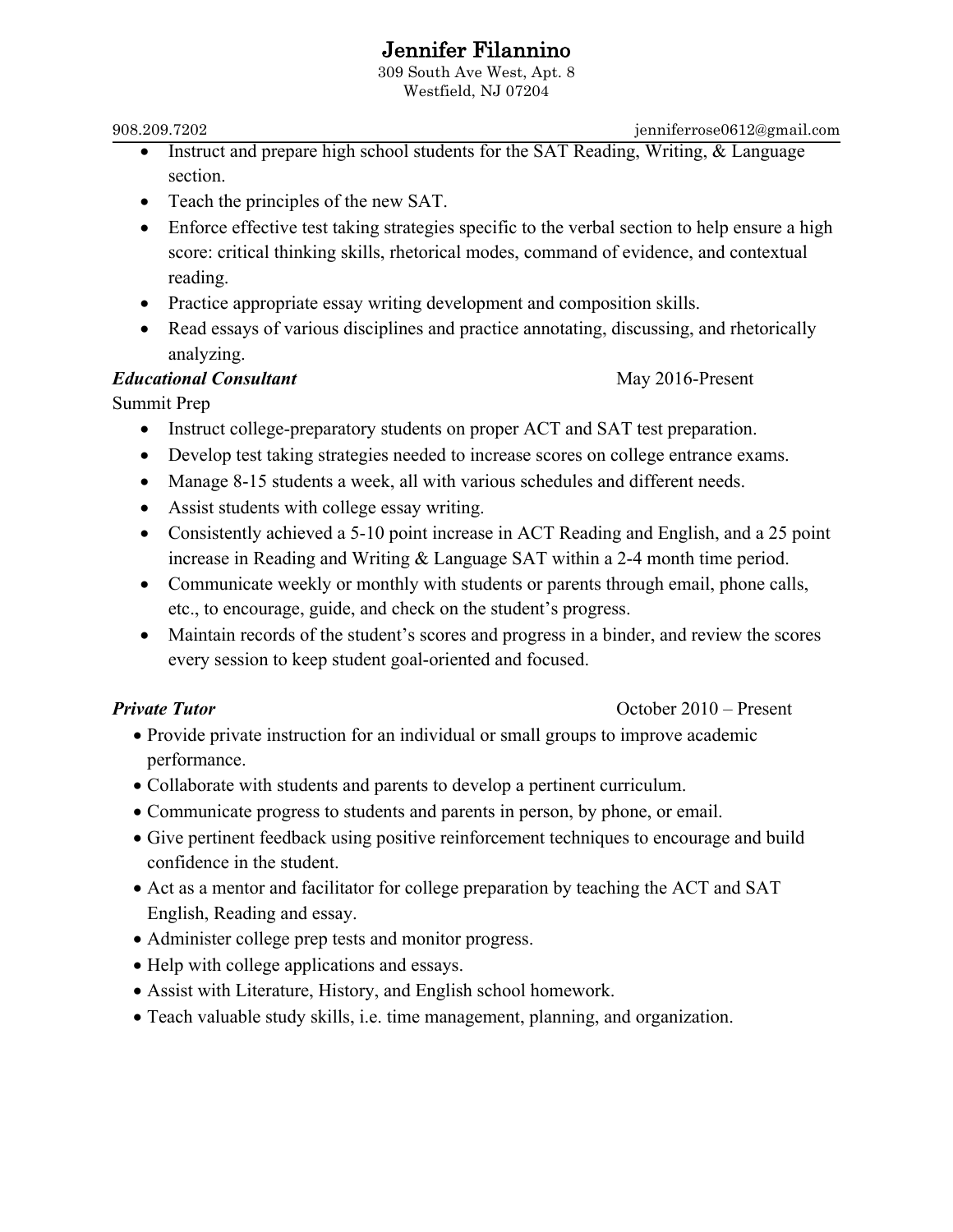# Jennifer Filannino

309 South Ave West, Apt. 8
Westfield, NJ 07204

908.209.7202 jenniferrose0612@gmail.com

- Instruct and prepare high school students for the SAT Reading, Writing, & Language section.
- Teach the principles of the new SAT.
- Enforce effective test taking strategies specific to the verbal section to help ensure a high score: critical thinking skills, rhetorical modes, command of evidence, and contextual reading.
- Practice appropriate essay writing development and composition skills.
- Read essays of various disciplines and practice annotating, discussing, and rhetorically analyzing.

***Educational Consultant*** May 2016-Present

Summit Prep

- Instruct college-preparatory students on proper ACT and SAT test preparation.
- Develop test taking strategies needed to increase scores on college entrance exams.
- Manage 8-15 students a week, all with various schedules and different needs.
- Assist students with college essay writing.
- Consistently achieved a 5-10 point increase in ACT Reading and English, and a 25 point increase in Reading and Writing & Language SAT within a 2-4 month time period.
- Communicate weekly or monthly with students or parents through email, phone calls, etc., to encourage, guide, and check on the student's progress.
- Maintain records of the student's scores and progress in a binder, and review the scores every session to keep student goal-oriented and focused.

***Private Tutor*** October 2010 – Present

- Provide private instruction for an individual or small groups to improve academic performance.
- Collaborate with students and parents to develop a pertinent curriculum.
- Communicate progress to students and parents in person, by phone, or email.
- Give pertinent feedback using positive reinforcement techniques to encourage and build confidence in the student.
- Act as a mentor and facilitator for college preparation by teaching the ACT and SAT English, Reading and essay.
- Administer college prep tests and monitor progress.
- Help with college applications and essays.
- Assist with Literature, History, and English school homework.
- Teach valuable study skills, i.e. time management, planning, and organization.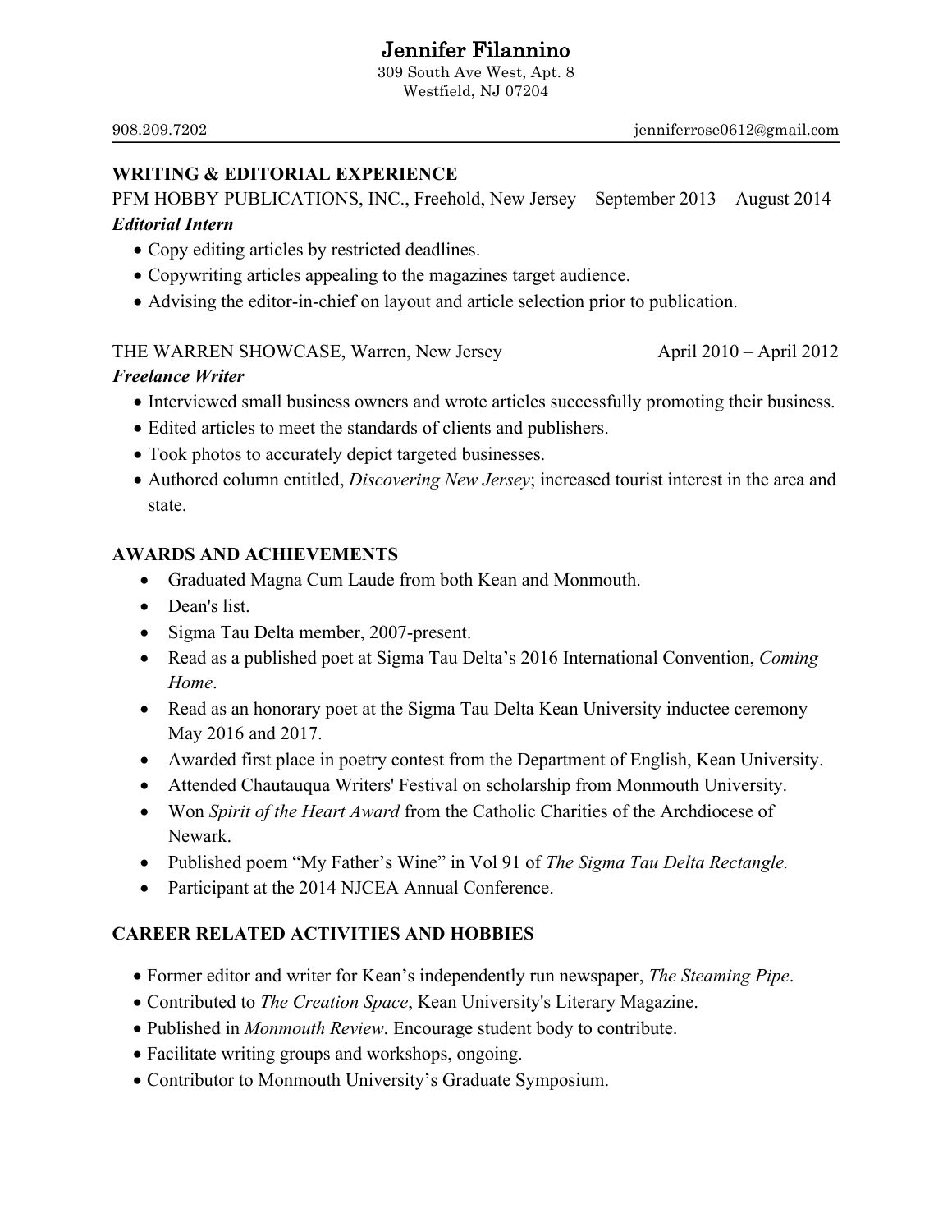# Jennifer Filannino

309 South Ave West, Apt. 8
Westfield, NJ 07204

908.209.7202 jenniferrose0612@gmail.com

## WRITING & EDITORIAL EXPERIENCE

PFM HOBBY PUBLICATIONS, INC., Freehold, New Jersey September 2013 – August 2014

***Editorial Intern***

- Copy editing articles by restricted deadlines.
- Copywriting articles appealing to the magazines target audience.
- Advising the editor-in-chief on layout and article selection prior to publication.

THE WARREN SHOWCASE, Warren, New Jersey April 2010 – April 2012

***Freelance Writer***

- Interviewed small business owners and wrote articles successfully promoting their business.
- Edited articles to meet the standards of clients and publishers.
- Took photos to accurately depict targeted businesses.
- Authored column entitled, *Discovering New Jersey*; increased tourist interest in the area and state.

## AWARDS AND ACHIEVEMENTS

- Graduated Magna Cum Laude from both Kean and Monmouth.
- Dean's list.
- Sigma Tau Delta member, 2007-present.
- Read as a published poet at Sigma Tau Delta's 2016 International Convention, *Coming Home*.
- Read as an honorary poet at the Sigma Tau Delta Kean University inductee ceremony May 2016 and 2017.
- Awarded first place in poetry contest from the Department of English, Kean University.
- Attended Chautauqua Writers' Festival on scholarship from Monmouth University.
- Won *Spirit of the Heart Award* from the Catholic Charities of the Archdiocese of Newark.
- Published poem "My Father's Wine" in Vol 91 of *The Sigma Tau Delta Rectangle.*
- Participant at the 2014 NJCEA Annual Conference.

## CAREER RELATED ACTIVITIES AND HOBBIES

- Former editor and writer for Kean's independently run newspaper, *The Steaming Pipe*.
- Contributed to *The Creation Space*, Kean University's Literary Magazine.
- Published in *Monmouth Review*. Encourage student body to contribute.
- Facilitate writing groups and workshops, ongoing.
- Contributor to Monmouth University's Graduate Symposium.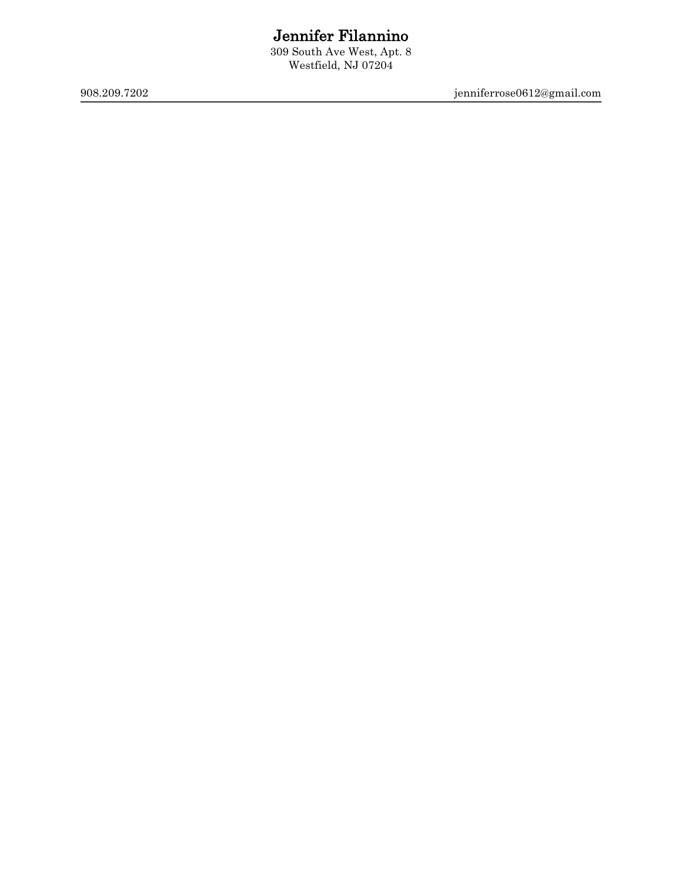# Jennifer Filannino

309 South Ave West, Apt. 8
Westfield, NJ 07204

908.209.7202 jenniferrose0612@gmail.com